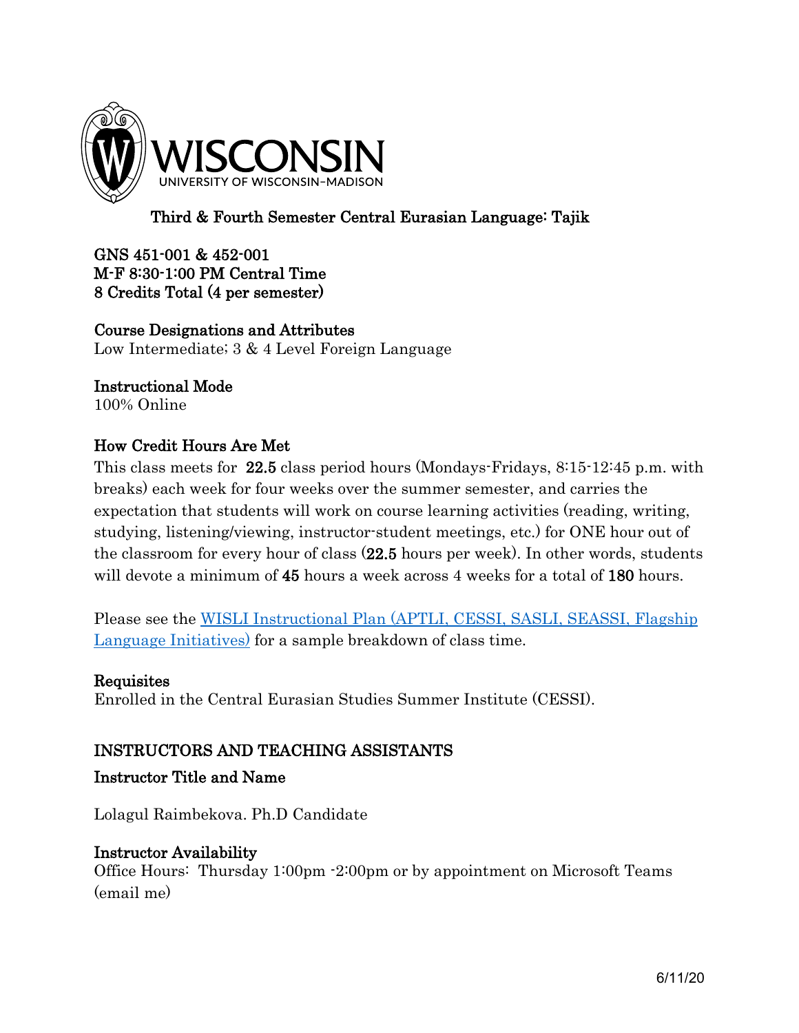# Third & Fourth Semester Central Eurasian Language: Tajik

**GNS 451-001 & 452-001**
**M-F 8:30-1:00 PM Central Time**
**8 Credits Total (4 per semester)**

**Course Designations and Attributes**
Low Intermediate; 3 & 4 Level Foreign Language

**Instructional Mode**
100% Online

**How Credit Hours Are Met**
This class meets for **22.5** class period hours (Mondays-Fridays, 8:15-12:45 p.m. with breaks) each week for four weeks over the summer semester, and carries the expectation that students will work on course learning activities (reading, writing, studying, listening/viewing, instructor-student meetings, etc.) for ONE hour out of the classroom for every hour of class (**22.5** hours per week). In other words, students will devote a minimum of **45** hours a week across 4 weeks for a total of **180** hours.

Please see the [WISLI Instructional Plan (APTLI, CESSI, SASLI, SEASSI, Flagship Language Initiatives)]() for a sample breakdown of class time.

**Requisites**
Enrolled in the Central Eurasian Studies Summer Institute (CESSI).

## INSTRUCTORS AND TEACHING ASSISTANTS

**Instructor Title and Name**

Lolagul Raimbekova. Ph.D Candidate

**Instructor Availability**
Office Hours: Thursday 1:00pm -2:00pm or by appointment on Microsoft Teams (email me)

6/11/20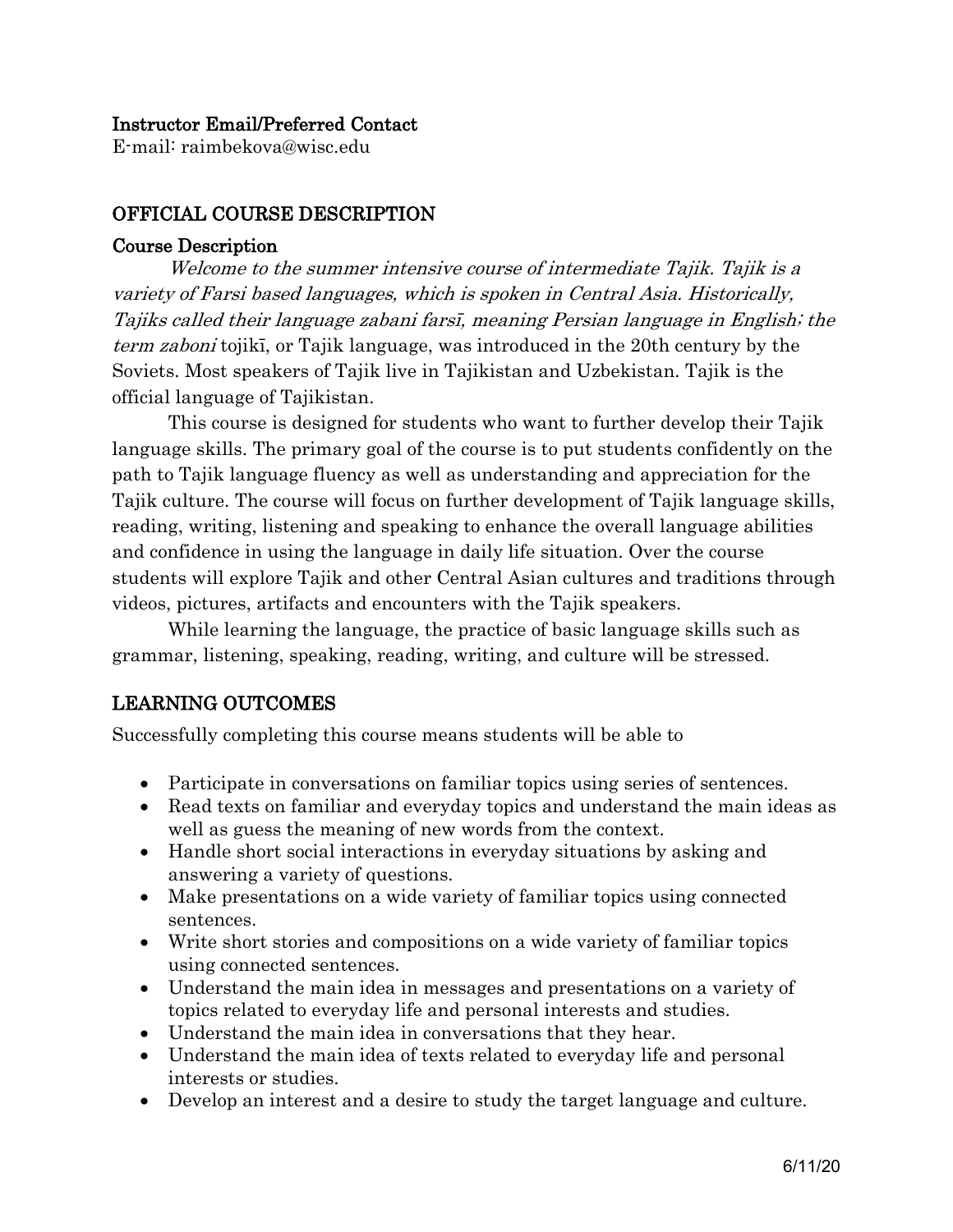### Instructor Email/Preferred Contact

E-mail: raimbekova@wisc.edu

## OFFICIAL COURSE DESCRIPTION

### Course Description

*Welcome to the summer intensive course of intermediate Tajik. Tajik is a variety of Farsi based languages, which is spoken in Central Asia. Historically, Tajiks called their language zabani farsī, meaning Persian language in English; the term zaboni* tojikī, or Tajik language, was introduced in the 20th century by the Soviets. Most speakers of Tajik live in Tajikistan and Uzbekistan. Tajik is the official language of Tajikistan.

This course is designed for students who want to further develop their Tajik language skills. The primary goal of the course is to put students confidently on the path to Tajik language fluency as well as understanding and appreciation for the Tajik culture. The course will focus on further development of Tajik language skills, reading, writing, listening and speaking to enhance the overall language abilities and confidence in using the language in daily life situation. Over the course students will explore Tajik and other Central Asian cultures and traditions through videos, pictures, artifacts and encounters with the Tajik speakers.

While learning the language, the practice of basic language skills such as grammar, listening, speaking, reading, writing, and culture will be stressed.

## LEARNING OUTCOMES

Successfully completing this course means students will be able to

- Participate in conversations on familiar topics using series of sentences.
- Read texts on familiar and everyday topics and understand the main ideas as well as guess the meaning of new words from the context.
- Handle short social interactions in everyday situations by asking and answering a variety of questions.
- Make presentations on a wide variety of familiar topics using connected sentences.
- Write short stories and compositions on a wide variety of familiar topics using connected sentences.
- Understand the main idea in messages and presentations on a variety of topics related to everyday life and personal interests and studies.
- Understand the main idea in conversations that they hear.
- Understand the main idea of texts related to everyday life and personal interests or studies.
- Develop an interest and a desire to study the target language and culture.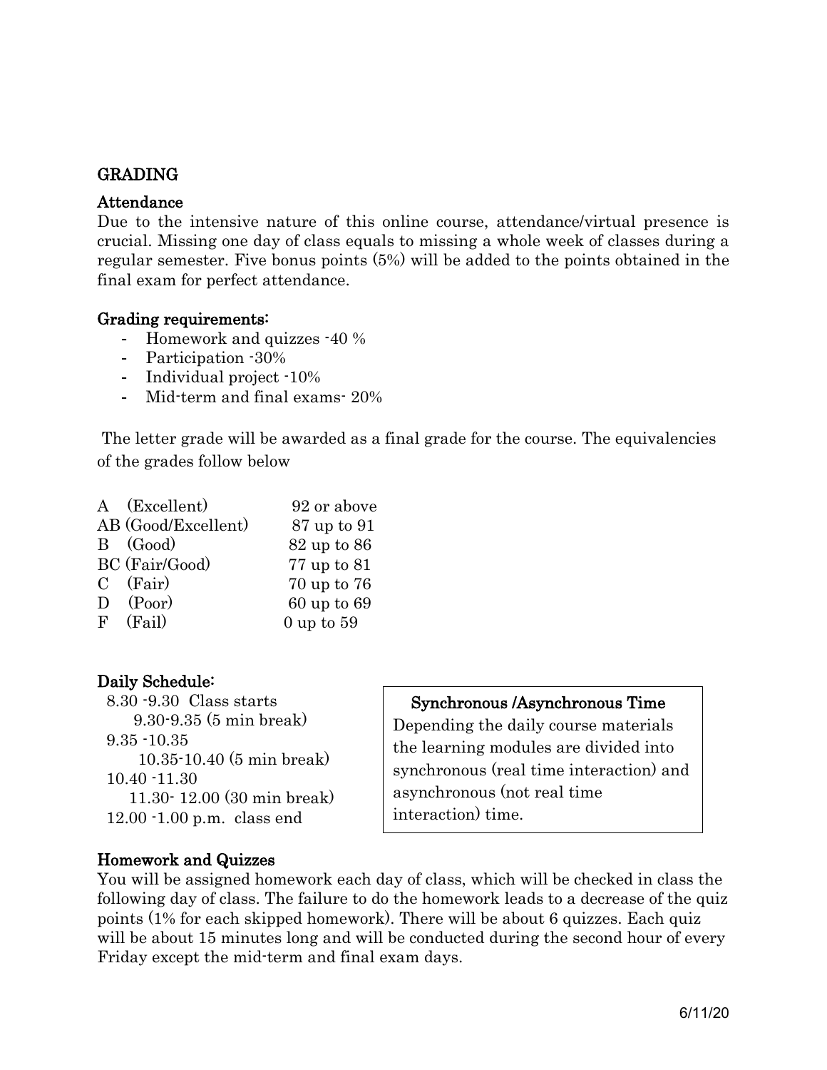## GRADING

### Attendance

Due to the intensive nature of this online course, attendance/virtual presence is crucial. Missing one day of class equals to missing a whole week of classes during a regular semester. Five bonus points (5%) will be added to the points obtained in the final exam for perfect attendance.

### Grading requirements:

- Homework and quizzes -40 %
- Participation -30%
- Individual project -10%
- Mid-term and final exams- 20%

The letter grade will be awarded as a final grade for the course. The equivalencies of the grades follow below

| | |
|---|---|
| A (Excellent) | 92 or above |
| AB (Good/Excellent) | 87 up to 91 |
| B (Good) | 82 up to 86 |
| BC (Fair/Good) | 77 up to 81 |
| C (Fair) | 70 up to 76 |
| D (Poor) | 60 up to 69 |
| F (Fail) | 0 up to 59 |

### Daily Schedule:

8.30 -9.30 Class starts
9.30-9.35 (5 min break)
9.35 -10.35
10.35-10.40 (5 min break)
10.40 -11.30
11.30- 12.00 (30 min break)
12.00 -1.00 p.m. class end

**Synchronous /Asynchronous Time**

Depending the daily course materials the learning modules are divided into synchronous (real time interaction) and asynchronous (not real time interaction) time.

### Homework and Quizzes

You will be assigned homework each day of class, which will be checked in class the following day of class. The failure to do the homework leads to a decrease of the quiz points (1% for each skipped homework). There will be about 6 quizzes. Each quiz will be about 15 minutes long and will be conducted during the second hour of every Friday except the mid-term and final exam days.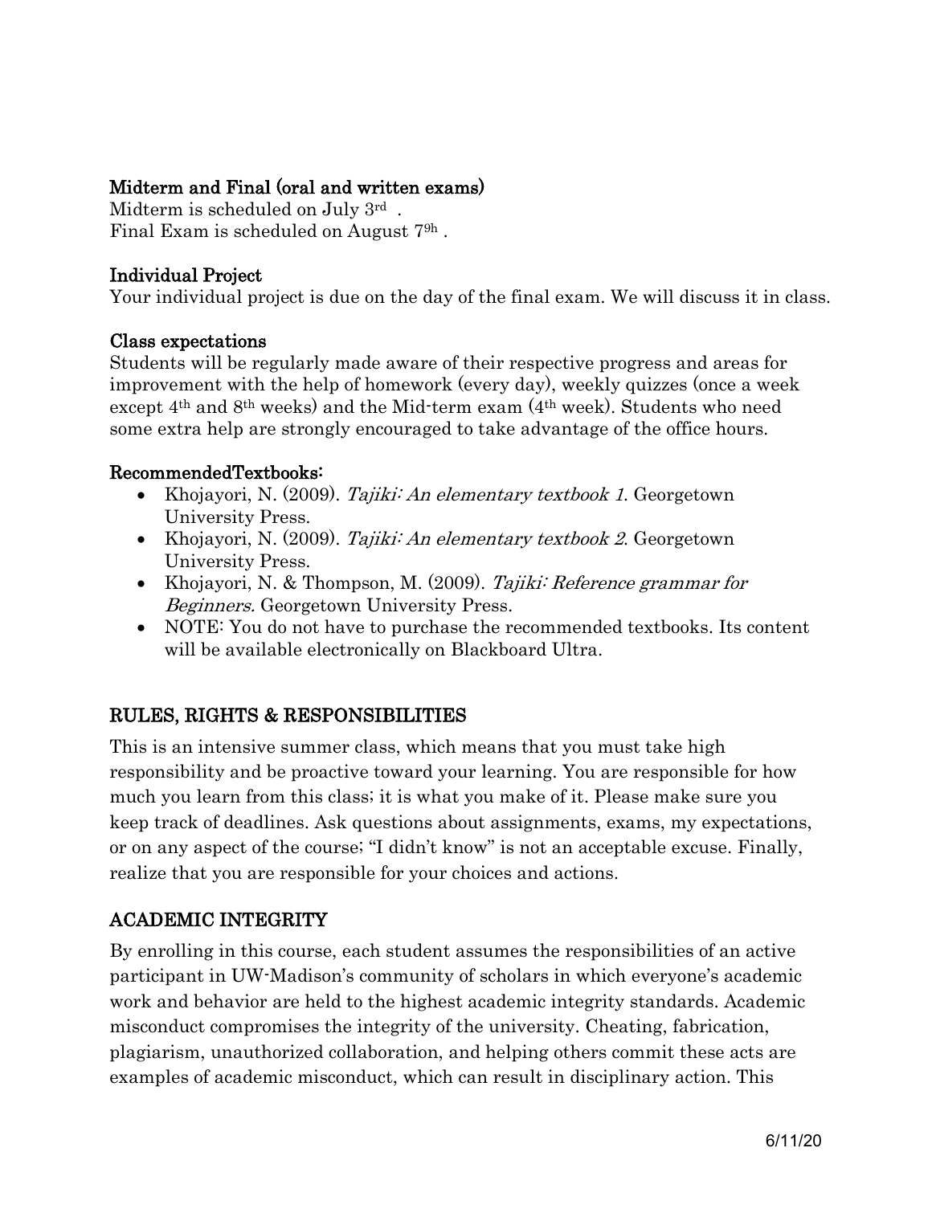### Midterm and Final (oral and written exams)

Midterm is scheduled on July 3rd .
Final Exam is scheduled on August 7$^{9h}$ .

### Individual Project

Your individual project is due on the day of the final exam. We will discuss it in class.

### Class expectations

Students will be regularly made aware of their respective progress and areas for improvement with the help of homework (every day), weekly quizzes (once a week except 4th and 8th weeks) and the Mid-term exam (4th week). Students who need some extra help are strongly encouraged to take advantage of the office hours.

### RecommendedTextbooks:

- Khojayori, N. (2009). *Tajiki: An elementary textbook 1*. Georgetown University Press.
- Khojayori, N. (2009). *Tajiki: An elementary textbook 2*. Georgetown University Press.
- Khojayori, N. & Thompson, M. (2009). *Tajiki: Reference grammar for Beginners.* Georgetown University Press.
- NOTE: You do not have to purchase the recommended textbooks. Its content will be available electronically on Blackboard Ultra.

## RULES, RIGHTS & RESPONSIBILITIES

This is an intensive summer class, which means that you must take high responsibility and be proactive toward your learning. You are responsible for how much you learn from this class; it is what you make of it. Please make sure you keep track of deadlines. Ask questions about assignments, exams, my expectations, or on any aspect of the course; "I didn't know" is not an acceptable excuse. Finally, realize that you are responsible for your choices and actions.

## ACADEMIC INTEGRITY

By enrolling in this course, each student assumes the responsibilities of an active participant in UW-Madison's community of scholars in which everyone's academic work and behavior are held to the highest academic integrity standards. Academic misconduct compromises the integrity of the university. Cheating, fabrication, plagiarism, unauthorized collaboration, and helping others commit these acts are examples of academic misconduct, which can result in disciplinary action. This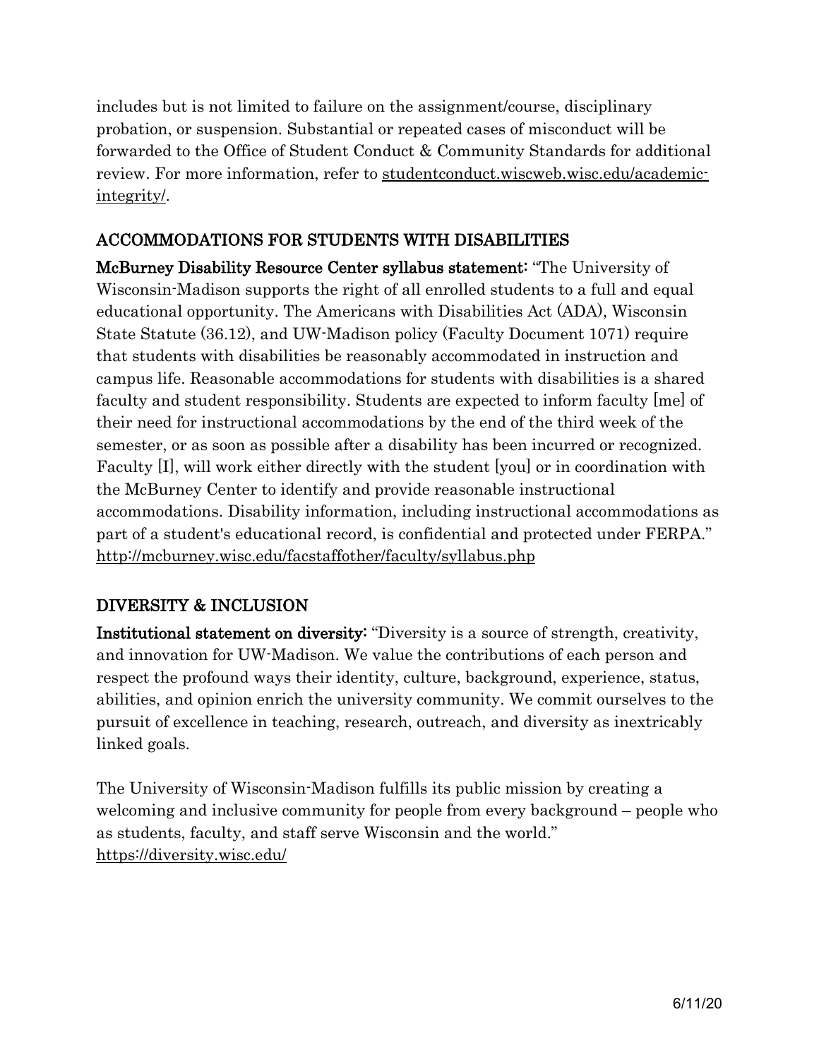includes but is not limited to failure on the assignment/course, disciplinary probation, or suspension. Substantial or repeated cases of misconduct will be forwarded to the Office of Student Conduct & Community Standards for additional review. For more information, refer to studentconduct.wiscweb.wisc.edu/academic-integrity/.

## ACCOMMODATIONS FOR STUDENTS WITH DISABILITIES

**McBurney Disability Resource Center syllabus statement:** "The University of Wisconsin-Madison supports the right of all enrolled students to a full and equal educational opportunity. The Americans with Disabilities Act (ADA), Wisconsin State Statute (36.12), and UW-Madison policy (Faculty Document 1071) require that students with disabilities be reasonably accommodated in instruction and campus life. Reasonable accommodations for students with disabilities is a shared faculty and student responsibility. Students are expected to inform faculty [me] of their need for instructional accommodations by the end of the third week of the semester, or as soon as possible after a disability has been incurred or recognized. Faculty [I], will work either directly with the student [you] or in coordination with the McBurney Center to identify and provide reasonable instructional accommodations. Disability information, including instructional accommodations as part of a student's educational record, is confidential and protected under FERPA." http://mcburney.wisc.edu/facstaffother/faculty/syllabus.php

## DIVERSITY & INCLUSION

**Institutional statement on diversity:** "Diversity is a source of strength, creativity, and innovation for UW-Madison. We value the contributions of each person and respect the profound ways their identity, culture, background, experience, status, abilities, and opinion enrich the university community. We commit ourselves to the pursuit of excellence in teaching, research, outreach, and diversity as inextricably linked goals.

The University of Wisconsin-Madison fulfills its public mission by creating a welcoming and inclusive community for people from every background – people who as students, faculty, and staff serve Wisconsin and the world." https://diversity.wisc.edu/

6/11/20